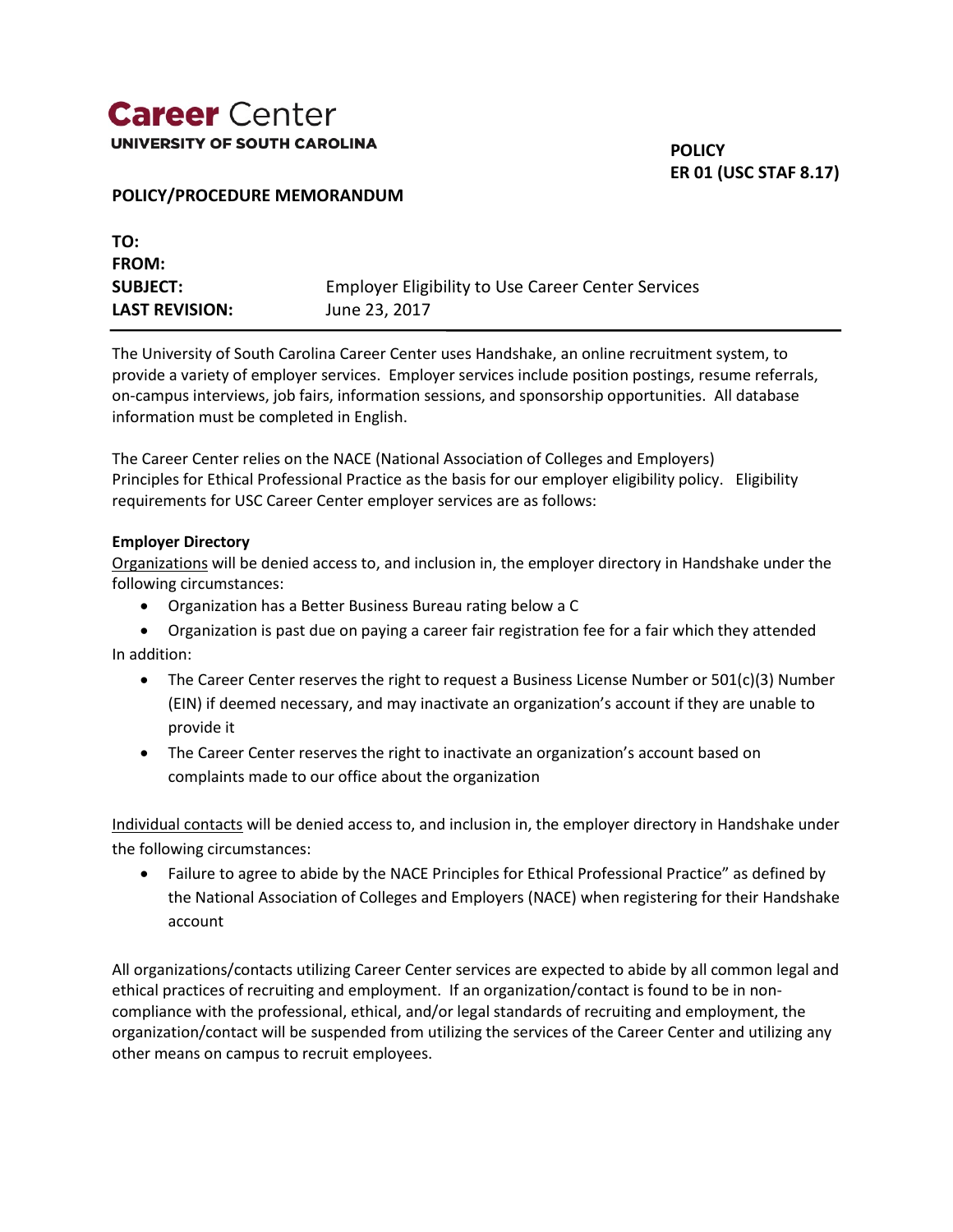# Career Center

**UNIVERSITY OF SOUTH CAROLINA**

**POLICY**
**ER 01 (USC STAF 8.17)**

**POLICY/PROCEDURE MEMORANDUM**

| | |
|---|---|
| **TO:** | |
| **FROM:** | |
| **SUBJECT:** | Employer Eligibility to Use Career Center Services |
| **LAST REVISION:** | June 23, 2017 |

---

The University of South Carolina Career Center uses Handshake, an online recruitment system, to provide a variety of employer services. Employer services include position postings, resume referrals, on-campus interviews, job fairs, information sessions, and sponsorship opportunities. All database information must be completed in English.

The Career Center relies on the NACE (National Association of Colleges and Employers) Principles for Ethical Professional Practice as the basis for our employer eligibility policy. Eligibility requirements for USC Career Center employer services are as follows:

**Employer Directory**

Organizations will be denied access to, and inclusion in, the employer directory in Handshake under the following circumstances:

- Organization has a Better Business Bureau rating below a C
- Organization is past due on paying a career fair registration fee for a fair which they attended

In addition:

- The Career Center reserves the right to request a Business License Number or 501(c)(3) Number (EIN) if deemed necessary, and may inactivate an organization's account if they are unable to provide it
- The Career Center reserves the right to inactivate an organization's account based on complaints made to our office about the organization

Individual contacts will be denied access to, and inclusion in, the employer directory in Handshake under the following circumstances:

- Failure to agree to abide by the NACE Principles for Ethical Professional Practice" as defined by the National Association of Colleges and Employers (NACE) when registering for their Handshake account

All organizations/contacts utilizing Career Center services are expected to abide by all common legal and ethical practices of recruiting and employment. If an organization/contact is found to be in non-compliance with the professional, ethical, and/or legal standards of recruiting and employment, the organization/contact will be suspended from utilizing the services of the Career Center and utilizing any other means on campus to recruit employees.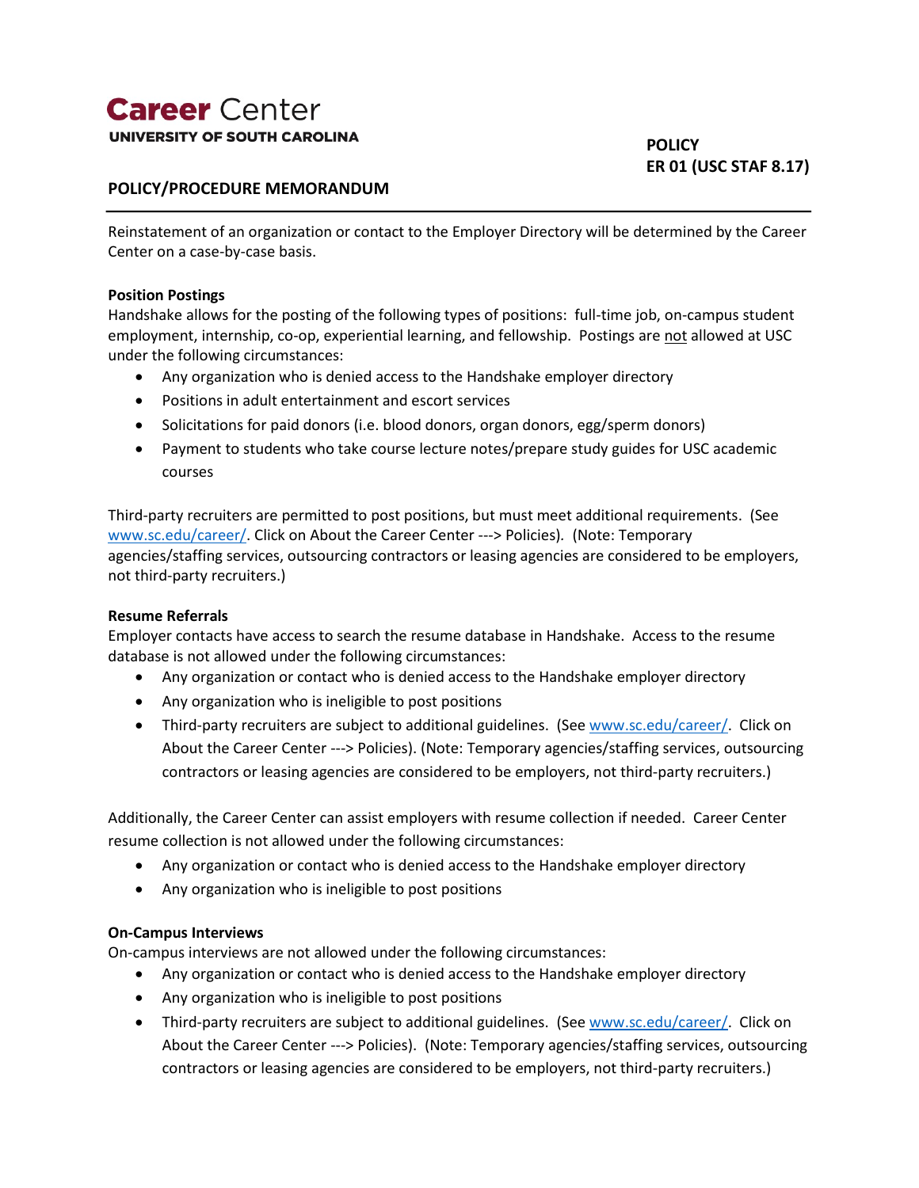Reinstatement of an organization or contact to the Employer Directory will be determined by the Career Center on a case-by-case basis.

**Position Postings**

Handshake allows for the posting of the following types of positions: full-time job, on-campus student employment, internship, co-op, experiential learning, and fellowship. Postings are not allowed at USC under the following circumstances:

- Any organization who is denied access to the Handshake employer directory
- Positions in adult entertainment and escort services
- Solicitations for paid donors (i.e. blood donors, organ donors, egg/sperm donors)
- Payment to students who take course lecture notes/prepare study guides for USC academic courses

Third-party recruiters are permitted to post positions, but must meet additional requirements. (See www.sc.edu/career/. Click on About the Career Center ---> Policies). (Note: Temporary agencies/staffing services, outsourcing contractors or leasing agencies are considered to be employers, not third-party recruiters.)

**Resume Referrals**

Employer contacts have access to search the resume database in Handshake. Access to the resume database is not allowed under the following circumstances:

- Any organization or contact who is denied access to the Handshake employer directory
- Any organization who is ineligible to post positions
- Third-party recruiters are subject to additional guidelines. (See www.sc.edu/career/. Click on About the Career Center ---> Policies). (Note: Temporary agencies/staffing services, outsourcing contractors or leasing agencies are considered to be employers, not third-party recruiters.)

Additionally, the Career Center can assist employers with resume collection if needed. Career Center resume collection is not allowed under the following circumstances:

- Any organization or contact who is denied access to the Handshake employer directory
- Any organization who is ineligible to post positions

**On-Campus Interviews**

On-campus interviews are not allowed under the following circumstances:

- Any organization or contact who is denied access to the Handshake employer directory
- Any organization who is ineligible to post positions
- Third-party recruiters are subject to additional guidelines. (See www.sc.edu/career/. Click on About the Career Center ---> Policies). (Note: Temporary agencies/staffing services, outsourcing contractors or leasing agencies are considered to be employers, not third-party recruiters.)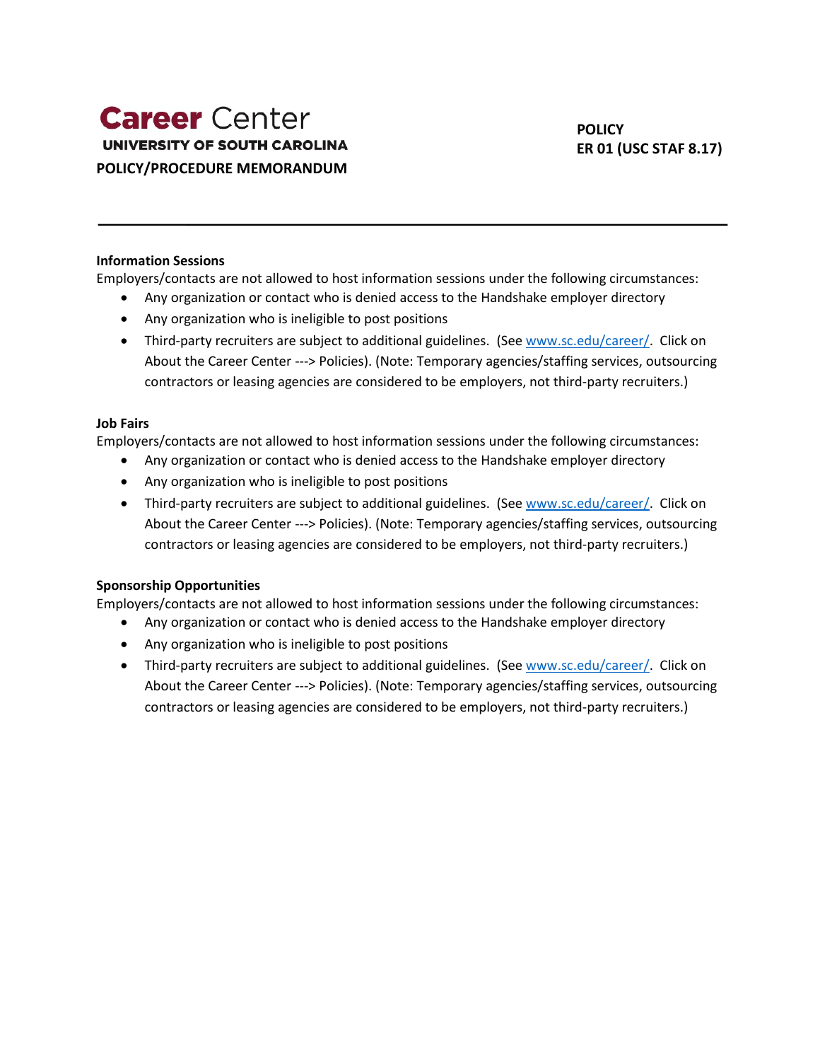**Career Center**
**UNIVERSITY OF SOUTH CAROLINA**
**POLICY/PROCEDURE MEMORANDUM**

**POLICY**
**ER 01 (USC STAF 8.17)**

---

**Information Sessions**

Employers/contacts are not allowed to host information sessions under the following circumstances:

- Any organization or contact who is denied access to the Handshake employer directory
- Any organization who is ineligible to post positions
- Third-party recruiters are subject to additional guidelines. (See www.sc.edu/career/. Click on About the Career Center ---> Policies). (Note: Temporary agencies/staffing services, outsourcing contractors or leasing agencies are considered to be employers, not third-party recruiters.)

**Job Fairs**

Employers/contacts are not allowed to host information sessions under the following circumstances:

- Any organization or contact who is denied access to the Handshake employer directory
- Any organization who is ineligible to post positions
- Third-party recruiters are subject to additional guidelines. (See www.sc.edu/career/. Click on About the Career Center ---> Policies). (Note: Temporary agencies/staffing services, outsourcing contractors or leasing agencies are considered to be employers, not third-party recruiters.)

**Sponsorship Opportunities**

Employers/contacts are not allowed to host information sessions under the following circumstances:

- Any organization or contact who is denied access to the Handshake employer directory
- Any organization who is ineligible to post positions
- Third-party recruiters are subject to additional guidelines. (See www.sc.edu/career/. Click on About the Career Center ---> Policies). (Note: Temporary agencies/staffing services, outsourcing contractors or leasing agencies are considered to be employers, not third-party recruiters.)